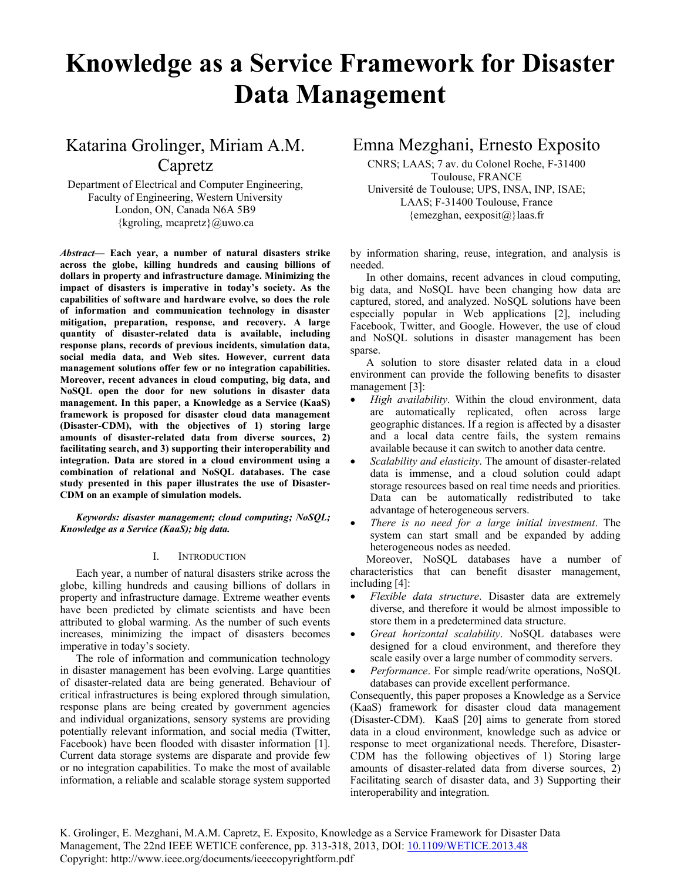# Knowledge as a Service Framework for Disaster Data Management

Katarina Grolinger, Miriam A.M. Capretz

Department of Electrical and Computer Engineering, Faculty of Engineering, Western University
London, ON, Canada N6A 5B9
{kgroling, mcapretz}@uwo.ca

Emna Mezghani, Ernesto Exposito

CNRS; LAAS; 7 av. du Colonel Roche, F-31400 Toulouse, FRANCE
Université de Toulouse; UPS, INSA, INP, ISAE; LAAS; F-31400 Toulouse, France
{emezghan, eexposit@}laas.fr

***Abstract*— Each year, a number of natural disasters strike across the globe, killing hundreds and causing billions of dollars in property and infrastructure damage. Minimizing the impact of disasters is imperative in today's society. As the capabilities of software and hardware evolve, so does the role of information and communication technology in disaster mitigation, preparation, response, and recovery. A large quantity of disaster-related data is available, including response plans, records of previous incidents, simulation data, social media data, and Web sites. However, current data management solutions offer few or no integration capabilities. Moreover, recent advances in cloud computing, big data, and NoSQL open the door for new solutions in disaster data management. In this paper, a Knowledge as a Service (KaaS) framework is proposed for disaster cloud data management (Disaster-CDM), with the objectives of 1) storing large amounts of disaster-related data from diverse sources, 2) facilitating search, and 3) supporting their interoperability and integration. Data are stored in a cloud environment using a combination of relational and NoSQL databases. The case study presented in this paper illustrates the use of Disaster-CDM on an example of simulation models.**

***Keywords: disaster management; cloud computing; NoSQL; Knowledge as a Service (KaaS); big data.***

## I. Introduction

Each year, a number of natural disasters strike across the globe, killing hundreds and causing billions of dollars in property and infrastructure damage. Extreme weather events have been predicted by climate scientists and have been attributed to global warming. As the number of such events increases, minimizing the impact of disasters becomes imperative in today's society.

The role of information and communication technology in disaster management has been evolving. Large quantities of disaster-related data are being generated. Behaviour of critical infrastructures is being explored through simulation, response plans are being created by government agencies and individual organizations, sensory systems are providing potentially relevant information, and social media (Twitter, Facebook) have been flooded with disaster information [1]. Current data storage systems are disparate and provide few or no integration capabilities. To make the most of available information, a reliable and scalable storage system supported by information sharing, reuse, integration, and analysis is needed.

In other domains, recent advances in cloud computing, big data, and NoSQL have been changing how data are captured, stored, and analyzed. NoSQL solutions have been especially popular in Web applications [2], including Facebook, Twitter, and Google. However, the use of cloud and NoSQL solutions in disaster management has been sparse.

A solution to store disaster related data in a cloud environment can provide the following benefits to disaster management [3]:

- *High availability*. Within the cloud environment, data are automatically replicated, often across large geographic distances. If a region is affected by a disaster and a local data centre fails, the system remains available because it can switch to another data centre.
- *Scalability and elasticity*. The amount of disaster-related data is immense, and a cloud solution could adapt storage resources based on real time needs and priorities. Data can be automatically redistributed to take advantage of heterogeneous servers.
- *There is no need for a large initial investment*. The system can start small and be expanded by adding heterogeneous nodes as needed.

Moreover, NoSQL databases have a number of characteristics that can benefit disaster management, including [4]:

- *Flexible data structure*. Disaster data are extremely diverse, and therefore it would be almost impossible to store them in a predetermined data structure.
- *Great horizontal scalability*. NoSQL databases were designed for a cloud environment, and therefore they scale easily over a large number of commodity servers.
- *Performance*. For simple read/write operations, NoSQL databases can provide excellent performance.

Consequently, this paper proposes a Knowledge as a Service (KaaS) framework for disaster cloud data management (Disaster-CDM). KaaS [20] aims to generate from stored data in a cloud environment, knowledge such as advice or response to meet organizational needs. Therefore, Disaster-CDM has the following objectives of 1) Storing large amounts of disaster-related data from diverse sources, 2) Facilitating search of disaster data, and 3) Supporting their interoperability and integration.

K. Grolinger, E. Mezghani, M.A.M. Capretz, E. Exposito, Knowledge as a Service Framework for Disaster Data Management, The 22nd IEEE WETICE conference, pp. 313-318, 2013, DOI: 10.1109/WETICE.2013.48
Copyright: http://www.ieee.org/documents/ieeecopyrightform.pdf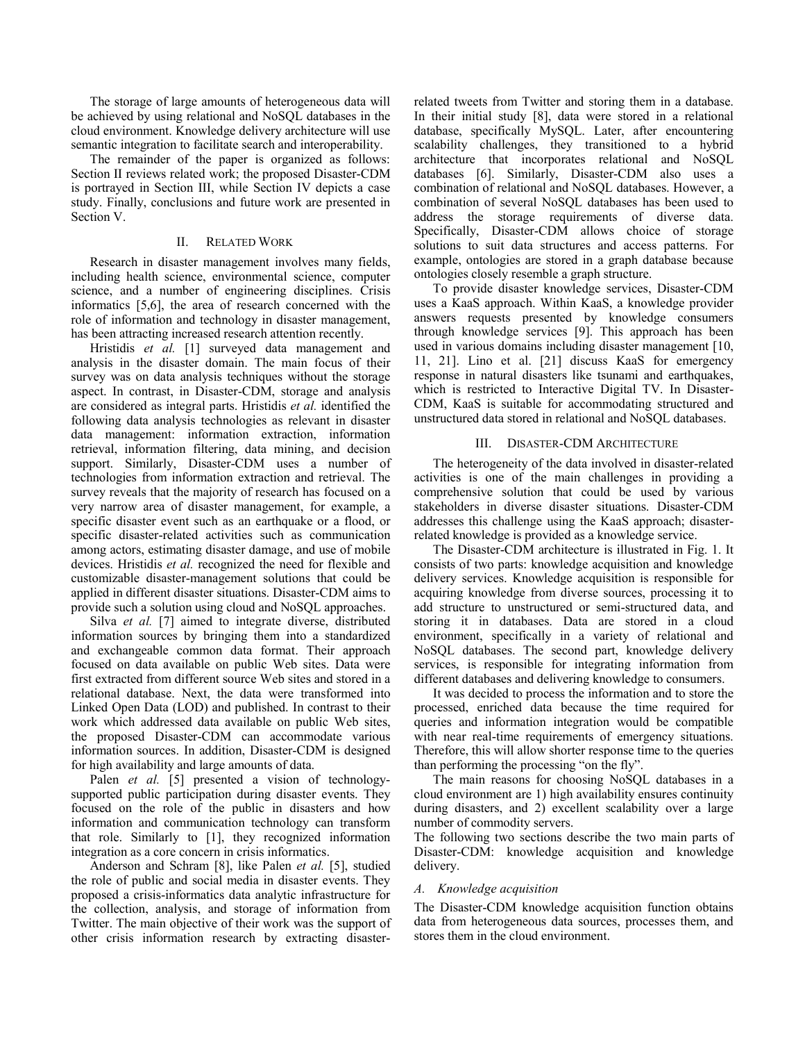The storage of large amounts of heterogeneous data will be achieved by using relational and NoSQL databases in the cloud environment. Knowledge delivery architecture will use semantic integration to facilitate search and interoperability.

The remainder of the paper is organized as follows: Section II reviews related work; the proposed Disaster-CDM is portrayed in Section III, while Section IV depicts a case study. Finally, conclusions and future work are presented in Section V.

## II. Related Work

Research in disaster management involves many fields, including health science, environmental science, computer science, and a number of engineering disciplines. Crisis informatics [5,6], the area of research concerned with the role of information and technology in disaster management, has been attracting increased research attention recently.

Hristidis *et al.* [1] surveyed data management and analysis in the disaster domain. The main focus of their survey was on data analysis techniques without the storage aspect. In contrast, in Disaster-CDM, storage and analysis are considered as integral parts. Hristidis *et al.* identified the following data analysis technologies as relevant in disaster data management: information extraction, information retrieval, information filtering, data mining, and decision support. Similarly, Disaster-CDM uses a number of technologies from information extraction and retrieval. The survey reveals that the majority of research has focused on a very narrow area of disaster management, for example, a specific disaster event such as an earthquake or a flood, or specific disaster-related activities such as communication among actors, estimating disaster damage, and use of mobile devices. Hristidis *et al.* recognized the need for flexible and customizable disaster-management solutions that could be applied in different disaster situations. Disaster-CDM aims to provide such a solution using cloud and NoSQL approaches.

Silva *et al.* [7] aimed to integrate diverse, distributed information sources by bringing them into a standardized and exchangeable common data format. Their approach focused on data available on public Web sites. Data were first extracted from different source Web sites and stored in a relational database. Next, the data were transformed into Linked Open Data (LOD) and published. In contrast to their work which addressed data available on public Web sites, the proposed Disaster-CDM can accommodate various information sources. In addition, Disaster-CDM is designed for high availability and large amounts of data.

Palen *et al.* [5] presented a vision of technology-supported public participation during disaster events. They focused on the role of the public in disasters and how information and communication technology can transform that role. Similarly to [1], they recognized information integration as a core concern in crisis informatics.

Anderson and Schram [8], like Palen *et al.* [5], studied the role of public and social media in disaster events. They proposed a crisis-informatics data analytic infrastructure for the collection, analysis, and storage of information from Twitter. The main objective of their work was the support of other crisis information research by extracting disaster-related tweets from Twitter and storing them in a database. In their initial study [8], data were stored in a relational database, specifically MySQL. Later, after encountering scalability challenges, they transitioned to a hybrid architecture that incorporates relational and NoSQL databases [6]. Similarly, Disaster-CDM also uses a combination of relational and NoSQL databases. However, a combination of several NoSQL databases has been used to address the storage requirements of diverse data. Specifically, Disaster-CDM allows choice of storage solutions to suit data structures and access patterns. For example, ontologies are stored in a graph database because ontologies closely resemble a graph structure.

To provide disaster knowledge services, Disaster-CDM uses a KaaS approach. Within KaaS, a knowledge provider answers requests presented by knowledge consumers through knowledge services [9]. This approach has been used in various domains including disaster management [10, 11, 21]. Lino et al. [21] discuss KaaS for emergency response in natural disasters like tsunami and earthquakes, which is restricted to Interactive Digital TV. In Disaster-CDM, KaaS is suitable for accommodating structured and unstructured data stored in relational and NoSQL databases.

## III. Disaster-CDM Architecture

The heterogeneity of the data involved in disaster-related activities is one of the main challenges in providing a comprehensive solution that could be used by various stakeholders in diverse disaster situations. Disaster-CDM addresses this challenge using the KaaS approach; disaster-related knowledge is provided as a knowledge service.

The Disaster-CDM architecture is illustrated in Fig. 1. It consists of two parts: knowledge acquisition and knowledge delivery services. Knowledge acquisition is responsible for acquiring knowledge from diverse sources, processing it to add structure to unstructured or semi-structured data, and storing it in databases. Data are stored in a cloud environment, specifically in a variety of relational and NoSQL databases. The second part, knowledge delivery services, is responsible for integrating information from different databases and delivering knowledge to consumers.

It was decided to process the information and to store the processed, enriched data because the time required for queries and information integration would be compatible with near real-time requirements of emergency situations. Therefore, this will allow shorter response time to the queries than performing the processing "on the fly".

The main reasons for choosing NoSQL databases in a cloud environment are 1) high availability ensures continuity during disasters, and 2) excellent scalability over a large number of commodity servers.

The following two sections describe the two main parts of Disaster-CDM: knowledge acquisition and knowledge delivery.

### A. Knowledge acquisition

The Disaster-CDM knowledge acquisition function obtains data from heterogeneous data sources, processes them, and stores them in the cloud environment.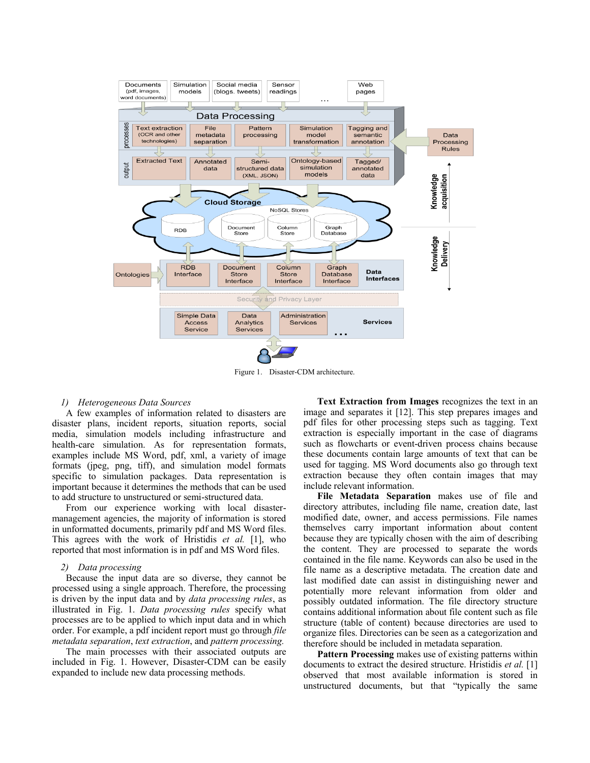Documents (pdf, images, word documents)
Simulation models
Social media (blogs. tweets)
Sensor readings
...
Web pages

Data Processing

processes

Text extraction (OCR and other technologies)
File metadata separation
Pattern processing
Simulation model transformation
Tagging and semantic annotation

Data Processing Rules

output

Extracted Text
Annotated data
Semi-structured data (XML, JSON)
Ontology-based simulation models
Tagged/ annotated data

Knowledge acquisition

Cloud Storage

NoSQL Stores

RDB
Document Store
Column Store
Graph Database

Knowledge Delivery

Ontologies

RDB Interface
Document Store Interface
Column Store Interface
Graph Database Interface
Data Interfaces

Security and Privacy Layer

Simple Data Access Service
Data Analytics Services
Administration Services
...
Services

Figure 1. Disaster-CDM architecture.

### 1) *Heterogeneous Data Sources*

A few examples of information related to disasters are disaster plans, incident reports, situation reports, social media, simulation models including infrastructure and health-care simulation. As for representation formats, examples include MS Word, pdf, xml, a variety of image formats (jpeg, png, tiff), and simulation model formats specific to simulation packages. Data representation is important because it determines the methods that can be used to add structure to unstructured or semi-structured data.

From our experience working with local disaster-management agencies, the majority of information is stored in unformatted documents, primarily pdf and MS Word files. This agrees with the work of Hristidis *et al.* [1], who reported that most information is in pdf and MS Word files.

### 2) *Data processing*

Because the input data are so diverse, they cannot be processed using a single approach. Therefore, the processing is driven by the input data and by *data processing rules*, as illustrated in Fig. 1. *Data processing rules* specify what processes are to be applied to which input data and in which order. For example, a pdf incident report must go through *file metadata separation*, *text extraction*, and *pattern processing.*

The main processes with their associated outputs are included in Fig. 1. However, Disaster-CDM can be easily expanded to include new data processing methods.

**Text Extraction from Images** recognizes the text in an image and separates it [12]. This step prepares images and pdf files for other processing steps such as tagging. Text extraction is especially important in the case of diagrams such as flowcharts or event-driven process chains because these documents contain large amounts of text that can be used for tagging. MS Word documents also go through text extraction because they often contain images that may include relevant information.

**File Metadata Separation** makes use of file and directory attributes, including file name, creation date, last modified date, owner, and access permissions. File names themselves carry important information about content because they are typically chosen with the aim of describing the content. They are processed to separate the words contained in the file name. Keywords can also be used in the file name as a descriptive metadata. The creation date and last modified date can assist in distinguishing newer and potentially more relevant information from older and possibly outdated information. The file directory structure contains additional information about file content such as file structure (table of content) because directories are used to organize files. Directories can be seen as a categorization and therefore should be included in metadata separation.

**Pattern Processing** makes use of existing patterns within documents to extract the desired structure. Hristidis *et al.* [1] observed that most available information is stored in unstructured documents, but that "typically the same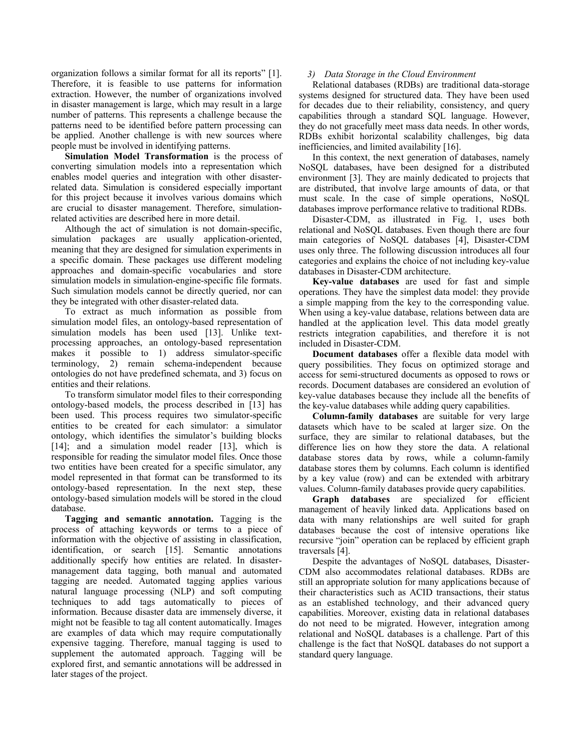organization follows a similar format for all its reports" [1]. Therefore, it is feasible to use patterns for information extraction. However, the number of organizations involved in disaster management is large, which may result in a large number of patterns. This represents a challenge because the patterns need to be identified before pattern processing can be applied. Another challenge is with new sources where people must be involved in identifying patterns.

**Simulation Model Transformation** is the process of converting simulation models into a representation which enables model queries and integration with other disaster-related data. Simulation is considered especially important for this project because it involves various domains which are crucial to disaster management. Therefore, simulation-related activities are described here in more detail.

Although the act of simulation is not domain-specific, simulation packages are usually application-oriented, meaning that they are designed for simulation experiments in a specific domain. These packages use different modeling approaches and domain-specific vocabularies and store simulation models in simulation-engine-specific file formats. Such simulation models cannot be directly queried, nor can they be integrated with other disaster-related data.

To extract as much information as possible from simulation model files, an ontology-based representation of simulation models has been used [13]. Unlike text-processing approaches, an ontology-based representation makes it possible to 1) address simulator-specific terminology, 2) remain schema-independent because ontologies do not have predefined schemata, and 3) focus on entities and their relations.

To transform simulator model files to their corresponding ontology-based models, the process described in [13] has been used. This process requires two simulator-specific entities to be created for each simulator: a simulator ontology, which identifies the simulator's building blocks [14]; and a simulation model reader [13], which is responsible for reading the simulator model files. Once those two entities have been created for a specific simulator, any model represented in that format can be transformed to its ontology-based representation. In the next step, these ontology-based simulation models will be stored in the cloud database.

**Tagging and semantic annotation.** Tagging is the process of attaching keywords or terms to a piece of information with the objective of assisting in classification, identification, or search [15]. Semantic annotations additionally specify how entities are related. In disaster-management data tagging, both manual and automated tagging are needed. Automated tagging applies various natural language processing (NLP) and soft computing techniques to add tags automatically to pieces of information. Because disaster data are immensely diverse, it might not be feasible to tag all content automatically. Images are examples of data which may require computationally expensive tagging. Therefore, manual tagging is used to supplement the automated approach. Tagging will be explored first, and semantic annotations will be addressed in later stages of the project.

### *3) Data Storage in the Cloud Environment*

Relational databases (RDBs) are traditional data-storage systems designed for structured data. They have been used for decades due to their reliability, consistency, and query capabilities through a standard SQL language. However, they do not gracefully meet mass data needs. In other words, RDBs exhibit horizontal scalability challenges, big data inefficiencies, and limited availability [16].

In this context, the next generation of databases, namely NoSQL databases, have been designed for a distributed environment [3]. They are mainly dedicated to projects that are distributed, that involve large amounts of data, or that must scale. In the case of simple operations, NoSQL databases improve performance relative to traditional RDBs.

Disaster-CDM, as illustrated in Fig. 1, uses both relational and NoSQL databases. Even though there are four main categories of NoSQL databases [4], Disaster-CDM uses only three. The following discussion introduces all four categories and explains the choice of not including key-value databases in Disaster-CDM architecture.

**Key-value databases** are used for fast and simple operations. They have the simplest data model: they provide a simple mapping from the key to the corresponding value. When using a key-value database, relations between data are handled at the application level. This data model greatly restricts integration capabilities, and therefore it is not included in Disaster-CDM.

**Document databases** offer a flexible data model with query possibilities. They focus on optimized storage and access for semi-structured documents as opposed to rows or records. Document databases are considered an evolution of key-value databases because they include all the benefits of the key-value databases while adding query capabilities.

**Column-family databases** are suitable for very large datasets which have to be scaled at larger size. On the surface, they are similar to relational databases, but the difference lies on how they store the data. A relational database stores data by rows, while a column-family database stores them by columns. Each column is identified by a key value (row) and can be extended with arbitrary values. Column-family databases provide query capabilities.

**Graph databases** are specialized for efficient management of heavily linked data. Applications based on data with many relationships are well suited for graph databases because the cost of intensive operations like recursive "join" operation can be replaced by efficient graph traversals [4].

Despite the advantages of NoSQL databases, Disaster-CDM also accommodates relational databases. RDBs are still an appropriate solution for many applications because of their characteristics such as ACID transactions, their status as an established technology, and their advanced query capabilities. Moreover, existing data in relational databases do not need to be migrated. However, integration among relational and NoSQL databases is a challenge. Part of this challenge is the fact that NoSQL databases do not support a standard query language.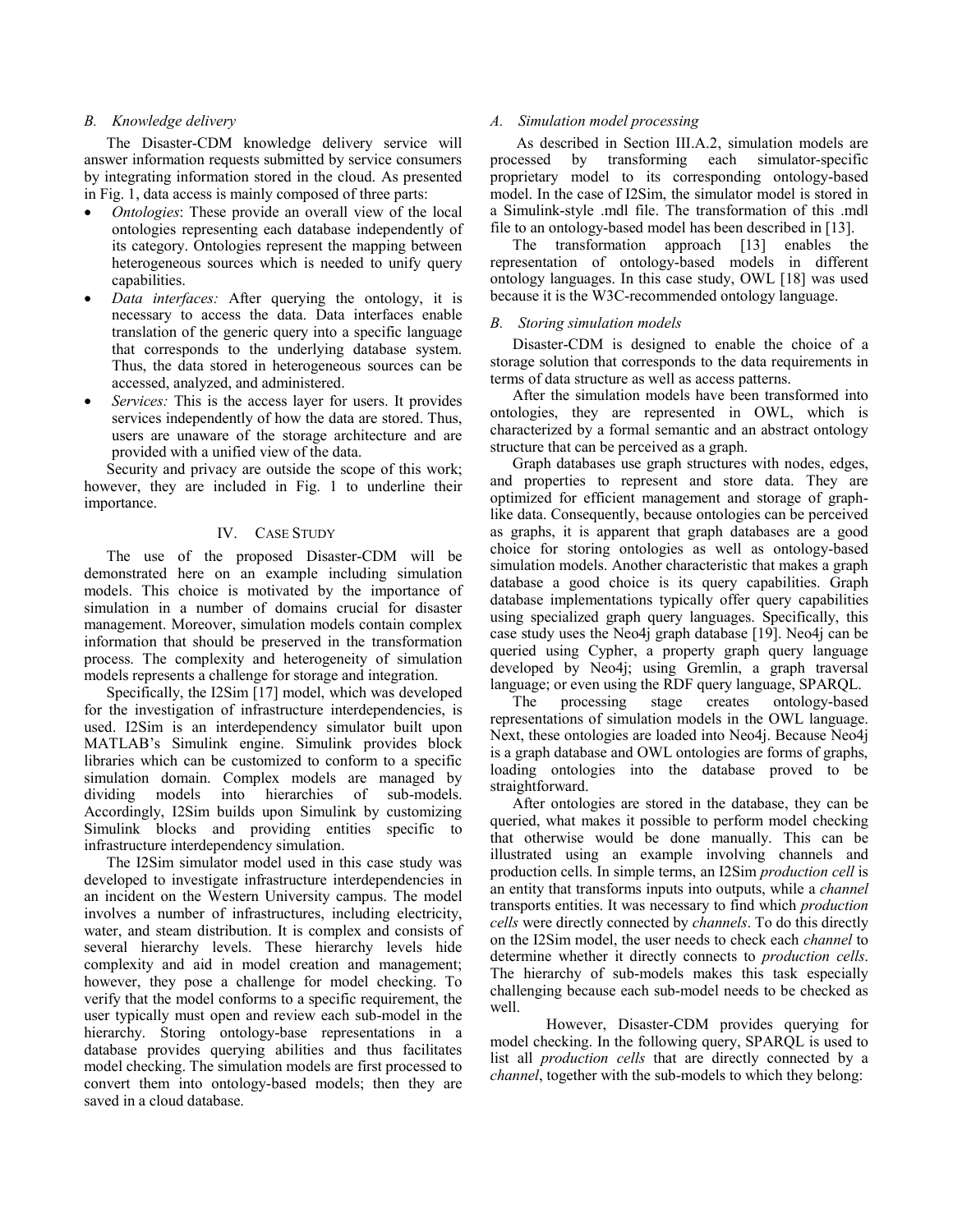### B. Knowledge delivery

The Disaster-CDM knowledge delivery service will answer information requests submitted by service consumers by integrating information stored in the cloud. As presented in Fig. 1, data access is mainly composed of three parts:

- *Ontologies*: These provide an overall view of the local ontologies representing each database independently of its category. Ontologies represent the mapping between heterogeneous sources which is needed to unify query capabilities.
- *Data interfaces:* After querying the ontology, it is necessary to access the data. Data interfaces enable translation of the generic query into a specific language that corresponds to the underlying database system. Thus, the data stored in heterogeneous sources can be accessed, analyzed, and administered.
- *Services:* This is the access layer for users. It provides services independently of how the data are stored. Thus, users are unaware of the storage architecture and are provided with a unified view of the data.

Security and privacy are outside the scope of this work; however, they are included in Fig. 1 to underline their importance.

## IV. Case Study

The use of the proposed Disaster-CDM will be demonstrated here on an example including simulation models. This choice is motivated by the importance of simulation in a number of domains crucial for disaster management. Moreover, simulation models contain complex information that should be preserved in the transformation process. The complexity and heterogeneity of simulation models represents a challenge for storage and integration.

Specifically, the I2Sim [17] model, which was developed for the investigation of infrastructure interdependencies, is used. I2Sim is an interdependency simulator built upon MATLAB's Simulink engine. Simulink provides block libraries which can be customized to conform to a specific simulation domain. Complex models are managed by dividing models into hierarchies of sub-models. Accordingly, I2Sim builds upon Simulink by customizing Simulink blocks and providing entities specific to infrastructure interdependency simulation.

The I2Sim simulator model used in this case study was developed to investigate infrastructure interdependencies in an incident on the Western University campus. The model involves a number of infrastructures, including electricity, water, and steam distribution. It is complex and consists of several hierarchy levels. These hierarchy levels hide complexity and aid in model creation and management; however, they pose a challenge for model checking. To verify that the model conforms to a specific requirement, the user typically must open and review each sub-model in the hierarchy. Storing ontology-base representations in a database provides querying abilities and thus facilitates model checking. The simulation models are first processed to convert them into ontology-based models; then they are saved in a cloud database.

### A. Simulation model processing

As described in Section III.A.2, simulation models are processed by transforming each simulator-specific proprietary model to its corresponding ontology-based model. In the case of I2Sim, the simulator model is stored in a Simulink-style .mdl file. The transformation of this .mdl file to an ontology-based model has been described in [13].

The transformation approach [13] enables the representation of ontology-based models in different ontology languages. In this case study, OWL [18] was used because it is the W3C-recommended ontology language.

### B. Storing simulation models

Disaster-CDM is designed to enable the choice of a storage solution that corresponds to the data requirements in terms of data structure as well as access patterns.

After the simulation models have been transformed into ontologies, they are represented in OWL, which is characterized by a formal semantic and an abstract ontology structure that can be perceived as a graph.

Graph databases use graph structures with nodes, edges, and properties to represent and store data. They are optimized for efficient management and storage of graph-like data. Consequently, because ontologies can be perceived as graphs, it is apparent that graph databases are a good choice for storing ontologies as well as ontology-based simulation models. Another characteristic that makes a graph database a good choice is its query capabilities. Graph database implementations typically offer query capabilities using specialized graph query languages. Specifically, this case study uses the Neo4j graph database [19]. Neo4j can be queried using Cypher, a property graph query language developed by Neo4j; using Gremlin, a graph traversal language; or even using the RDF query language, SPARQL.

The processing stage creates ontology-based representations of simulation models in the OWL language. Next, these ontologies are loaded into Neo4j. Because Neo4j is a graph database and OWL ontologies are forms of graphs, loading ontologies into the database proved to be straightforward.

After ontologies are stored in the database, they can be queried, what makes it possible to perform model checking that otherwise would be done manually. This can be illustrated using an example involving channels and production cells. In simple terms, an I2Sim *production cell* is an entity that transforms inputs into outputs, while a *channel* transports entities. It was necessary to find which *production cells* were directly connected by *channels*. To do this directly on the I2Sim model, the user needs to check each *channel* to determine whether it directly connects to *production cells*. The hierarchy of sub-models makes this task especially challenging because each sub-model needs to be checked as well.

However, Disaster-CDM provides querying for model checking. In the following query, SPARQL is used to list all *production cells* that are directly connected by a *channel*, together with the sub-models to which they belong: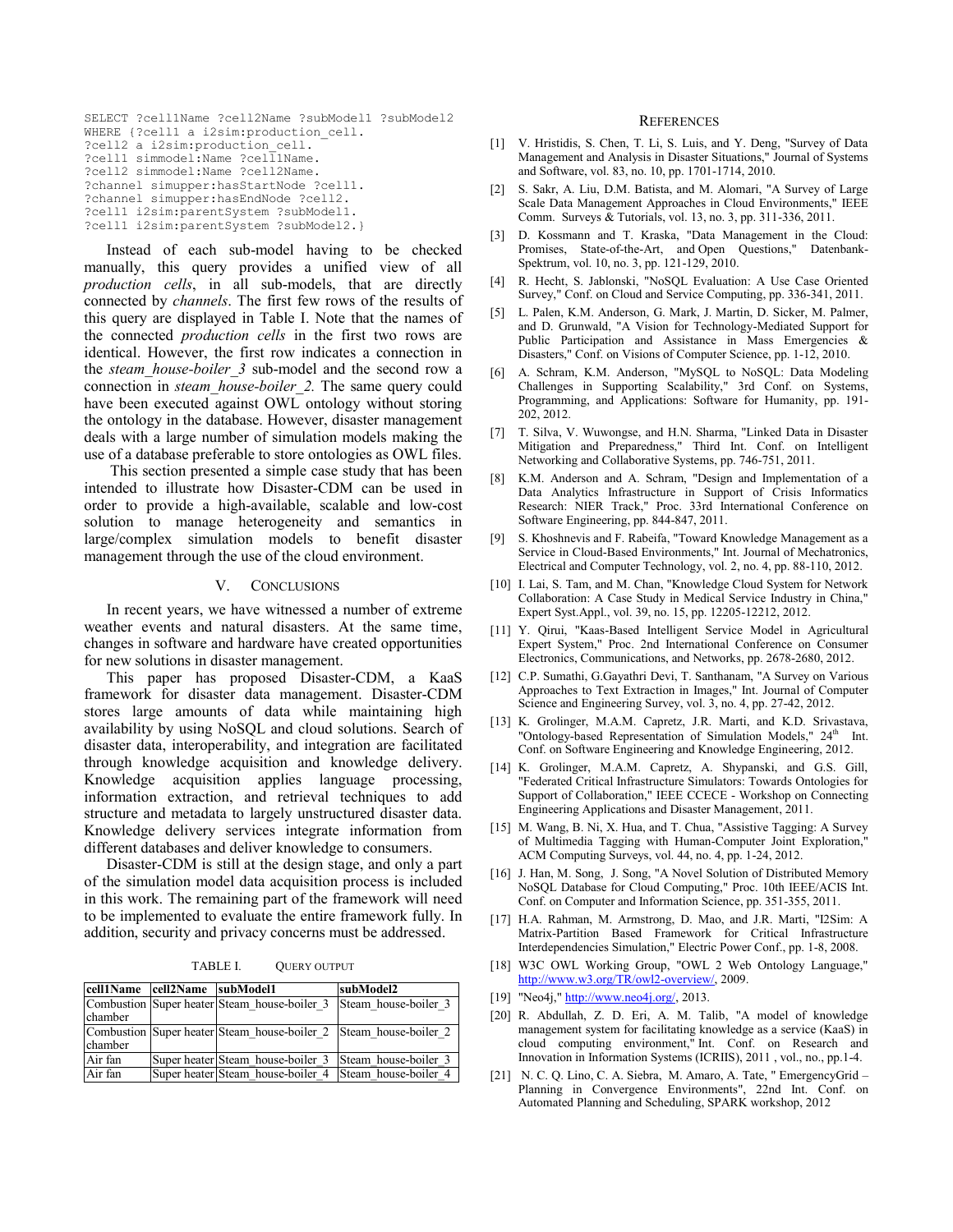```
SELECT ?cell1Name ?cell2Name ?subModel1 ?subModel2
WHERE {?cell1 a i2sim:production_cell.
?cell2 a i2sim:production_cell.
?cell1 simmodel:Name ?cell1Name.
?cell2 simmodel:Name ?cell2Name.
?channel simupper:hasStartNode ?cell1.
?channel simupper:hasEndNode ?cell2.
?cell1 i2sim:parentSystem ?subModel1.
?cell1 i2sim:parentSystem ?subModel2.}
```

Instead of each sub-model having to be checked manually, this query provides a unified view of all *production cells*, in all sub-models, that are directly connected by *channels*. The first few rows of the results of this query are displayed in Table I. Note that the names of the connected *production cells* in the first two rows are identical. However, the first row indicates a connection in the *steam_house-boiler_3* sub-model and the second row a connection in *steam_house-boiler_2.* The same query could have been executed against OWL ontology without storing the ontology in the database. However, disaster management deals with a large number of simulation models making the use of a database preferable to store ontologies as OWL files.

This section presented a simple case study that has been intended to illustrate how Disaster-CDM can be used in order to provide a high-available, scalable and low-cost solution to manage heterogeneity and semantics in large/complex simulation models to benefit disaster management through the use of the cloud environment.

## V. Conclusions

In recent years, we have witnessed a number of extreme weather events and natural disasters. At the same time, changes in software and hardware have created opportunities for new solutions in disaster management.

This paper has proposed Disaster-CDM, a KaaS framework for disaster data management. Disaster-CDM stores large amounts of data while maintaining high availability by using NoSQL and cloud solutions. Search of disaster data, interoperability, and integration are facilitated through knowledge acquisition and knowledge delivery. Knowledge acquisition applies language processing, information extraction, and retrieval techniques to add structure and metadata to largely unstructured disaster data. Knowledge delivery services integrate information from different databases and deliver knowledge to consumers.

Disaster-CDM is still at the design stage, and only a part of the simulation model data acquisition process is included in this work. The remaining part of the framework will need to be implemented to evaluate the entire framework fully. In addition, security and privacy concerns must be addressed.

TABLE I. Query Output

| cell1Name | cell2Name | subModel1 | subModel2 |
|---|---|---|---|
| Combustion chamber | Super heater | Steam_house-boiler_3 | Steam_house-boiler_3 |
| Combustion chamber | Super heater | Steam_house-boiler_2 | Steam_house-boiler_2 |
| Air fan | Super heater | Steam_house-boiler_3 | Steam_house-boiler_3 |
| Air fan | Super heater | Steam_house-boiler_4 | Steam_house-boiler_4 |

## References

[1] V. Hristidis, S. Chen, T. Li, S. Luis, and Y. Deng, "Survey of Data Management and Analysis in Disaster Situations," Journal of Systems and Software, vol. 83, no. 10, pp. 1701-1714, 2010.

[2] S. Sakr, A. Liu, D.M. Batista, and M. Alomari, "A Survey of Large Scale Data Management Approaches in Cloud Environments," IEEE Comm. Surveys & Tutorials, vol. 13, no. 3, pp. 311-336, 2011.

[3] D. Kossmann and T. Kraska, "Data Management in the Cloud: Promises, State-of-the-Art, and Open Questions," Datenbank-Spektrum, vol. 10, no. 3, pp. 121-129, 2010.

[4] R. Hecht, S. Jablonski, "NoSQL Evaluation: A Use Case Oriented Survey," Conf. on Cloud and Service Computing, pp. 336-341, 2011.

[5] L. Palen, K.M. Anderson, G. Mark, J. Martin, D. Sicker, M. Palmer, and D. Grunwald, "A Vision for Technology-Mediated Support for Public Participation and Assistance in Mass Emergencies & Disasters," Conf. on Visions of Computer Science, pp. 1-12, 2010.

[6] A. Schram, K.M. Anderson, "MySQL to NoSQL: Data Modeling Challenges in Supporting Scalability," 3rd Conf. on Systems, Programming, and Applications: Software for Humanity, pp. 191-202, 2012.

[7] T. Silva, V. Wuwongse, and H.N. Sharma, "Linked Data in Disaster Mitigation and Preparedness," Third Int. Conf. on Intelligent Networking and Collaborative Systems, pp. 746-751, 2011.

[8] K.M. Anderson and A. Schram, "Design and Implementation of a Data Analytics Infrastructure in Support of Crisis Informatics Research: NIER Track," Proc. 33rd International Conference on Software Engineering, pp. 844-847, 2011.

[9] S. Khoshnevis and F. Rabeifa, "Toward Knowledge Management as a Service in Cloud-Based Environments," Int. Journal of Mechatronics, Electrical and Computer Technology, vol. 2, no. 4, pp. 88-110, 2012.

[10] I. Lai, S. Tam, and M. Chan, "Knowledge Cloud System for Network Collaboration: A Case Study in Medical Service Industry in China," Expert Syst.Appl., vol. 39, no. 15, pp. 12205-12212, 2012.

[11] Y. Qirui, "Kaas-Based Intelligent Service Model in Agricultural Expert System," Proc. 2nd International Conference on Consumer Electronics, Communications, and Networks, pp. 2678-2680, 2012.

[12] C.P. Sumathi, G.Gayathri Devi, T. Santhanam, "A Survey on Various Approaches to Text Extraction in Images," Int. Journal of Computer Science and Engineering Survey, vol. 3, no. 4, pp. 27-42, 2012.

[13] K. Grolinger, M.A.M. Capretz, J.R. Marti, and K.D. Srivastava, "Ontology-based Representation of Simulation Models," 24th Int. Conf. on Software Engineering and Knowledge Engineering, 2012.

[14] K. Grolinger, M.A.M. Capretz, A. Shypanski, and G.S. Gill, "Federated Critical Infrastructure Simulators: Towards Ontologies for Support of Collaboration," IEEE CCECE - Workshop on Connecting Engineering Applications and Disaster Management, 2011.

[15] M. Wang, B. Ni, X. Hua, and T. Chua, "Assistive Tagging: A Survey of Multimedia Tagging with Human-Computer Joint Exploration," ACM Computing Surveys, vol. 44, no. 4, pp. 1-24, 2012.

[16] J. Han, M. Song, J. Song, "A Novel Solution of Distributed Memory NoSQL Database for Cloud Computing," Proc. 10th IEEE/ACIS Int. Conf. on Computer and Information Science, pp. 351-355, 2011.

[17] H.A. Rahman, M. Armstrong, D. Mao, and J.R. Marti, "I2Sim: A Matrix-Partition Based Framework for Critical Infrastructure Interdependencies Simulation," Electric Power Conf., pp. 1-8, 2008.

[18] W3C OWL Working Group, "OWL 2 Web Ontology Language," http://www.w3.org/TR/owl2-overview/, 2009.

[19] "Neo4j," http://www.neo4j.org/, 2013.

[20] R. Abdullah, Z. D. Eri, A. M. Talib, "A model of knowledge management system for facilitating knowledge as a service (KaaS) in cloud computing environment," Int. Conf. on Research and Innovation in Information Systems (ICRIIS), 2011 , vol., no., pp.1-4.

[21] N. C. Q. Lino, C. A. Siebra, M. Amaro, A. Tate, " EmergencyGrid – Planning in Convergence Environments", 22nd Int. Conf. on Automated Planning and Scheduling, SPARK workshop, 2012